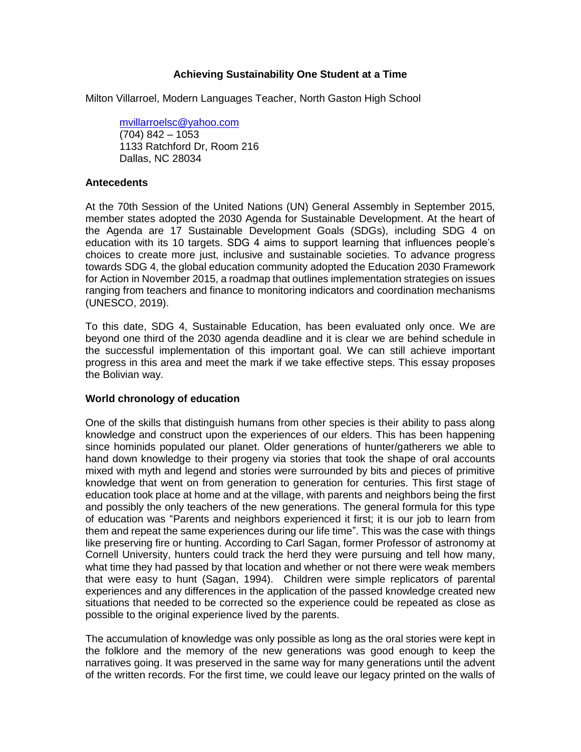# Achieving Sustainability One Student at a Time

Milton Villarroel, Modern Languages Teacher, North Gaston High School

mvillarroelsc@yahoo.com
(704) 842 – 1053
1133 Ratchford Dr, Room 216
Dallas, NC 28034

## Antecedents

At the 70th Session of the United Nations (UN) General Assembly in September 2015, member states adopted the 2030 Agenda for Sustainable Development. At the heart of the Agenda are 17 Sustainable Development Goals (SDGs), including SDG 4 on education with its 10 targets. SDG 4 aims to support learning that influences people's choices to create more just, inclusive and sustainable societies. To advance progress towards SDG 4, the global education community adopted the Education 2030 Framework for Action in November 2015, a roadmap that outlines implementation strategies on issues ranging from teachers and finance to monitoring indicators and coordination mechanisms (UNESCO, 2019).

To this date, SDG 4, Sustainable Education, has been evaluated only once. We are beyond one third of the 2030 agenda deadline and it is clear we are behind schedule in the successful implementation of this important goal. We can still achieve important progress in this area and meet the mark if we take effective steps. This essay proposes the Bolivian way.

## World chronology of education

One of the skills that distinguish humans from other species is their ability to pass along knowledge and construct upon the experiences of our elders. This has been happening since hominids populated our planet. Older generations of hunter/gatherers we able to hand down knowledge to their progeny via stories that took the shape of oral accounts mixed with myth and legend and stories were surrounded by bits and pieces of primitive knowledge that went on from generation to generation for centuries. This first stage of education took place at home and at the village, with parents and neighbors being the first and possibly the only teachers of the new generations. The general formula for this type of education was "Parents and neighbors experienced it first; it is our job to learn from them and repeat the same experiences during our life time". This was the case with things like preserving fire or hunting. According to Carl Sagan, former Professor of astronomy at Cornell University, hunters could track the herd they were pursuing and tell how many, what time they had passed by that location and whether or not there were weak members that were easy to hunt (Sagan, 1994). Children were simple replicators of parental experiences and any differences in the application of the passed knowledge created new situations that needed to be corrected so the experience could be repeated as close as possible to the original experience lived by the parents.

The accumulation of knowledge was only possible as long as the oral stories were kept in the folklore and the memory of the new generations was good enough to keep the narratives going. It was preserved in the same way for many generations until the advent of the written records. For the first time, we could leave our legacy printed on the walls of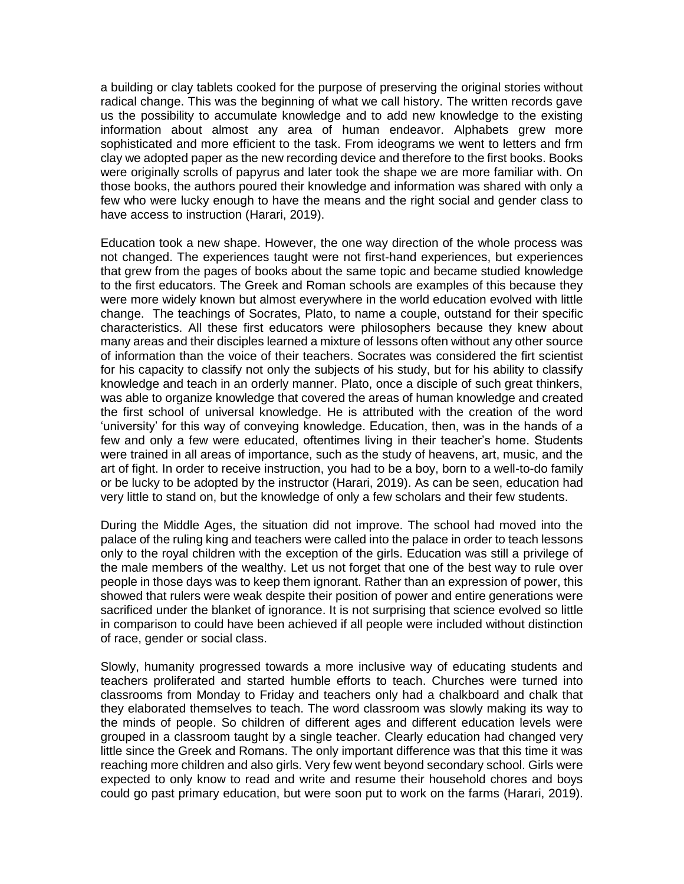a building or clay tablets cooked for the purpose of preserving the original stories without radical change. This was the beginning of what we call history. The written records gave us the possibility to accumulate knowledge and to add new knowledge to the existing information about almost any area of human endeavor. Alphabets grew more sophisticated and more efficient to the task. From ideograms we went to letters and frm clay we adopted paper as the new recording device and therefore to the first books. Books were originally scrolls of papyrus and later took the shape we are more familiar with. On those books, the authors poured their knowledge and information was shared with only a few who were lucky enough to have the means and the right social and gender class to have access to instruction (Harari, 2019).

Education took a new shape. However, the one way direction of the whole process was not changed. The experiences taught were not first-hand experiences, but experiences that grew from the pages of books about the same topic and became studied knowledge to the first educators. The Greek and Roman schools are examples of this because they were more widely known but almost everywhere in the world education evolved with little change. The teachings of Socrates, Plato, to name a couple, outstand for their specific characteristics. All these first educators were philosophers because they knew about many areas and their disciples learned a mixture of lessons often without any other source of information than the voice of their teachers. Socrates was considered the firt scientist for his capacity to classify not only the subjects of his study, but for his ability to classify knowledge and teach in an orderly manner. Plato, once a disciple of such great thinkers, was able to organize knowledge that covered the areas of human knowledge and created the first school of universal knowledge. He is attributed with the creation of the word 'university' for this way of conveying knowledge. Education, then, was in the hands of a few and only a few were educated, oftentimes living in their teacher's home. Students were trained in all areas of importance, such as the study of heavens, art, music, and the art of fight. In order to receive instruction, you had to be a boy, born to a well-to-do family or be lucky to be adopted by the instructor (Harari, 2019). As can be seen, education had very little to stand on, but the knowledge of only a few scholars and their few students.

During the Middle Ages, the situation did not improve. The school had moved into the palace of the ruling king and teachers were called into the palace in order to teach lessons only to the royal children with the exception of the girls. Education was still a privilege of the male members of the wealthy. Let us not forget that one of the best way to rule over people in those days was to keep them ignorant. Rather than an expression of power, this showed that rulers were weak despite their position of power and entire generations were sacrificed under the blanket of ignorance. It is not surprising that science evolved so little in comparison to could have been achieved if all people were included without distinction of race, gender or social class.

Slowly, humanity progressed towards a more inclusive way of educating students and teachers proliferated and started humble efforts to teach. Churches were turned into classrooms from Monday to Friday and teachers only had a chalkboard and chalk that they elaborated themselves to teach. The word classroom was slowly making its way to the minds of people. So children of different ages and different education levels were grouped in a classroom taught by a single teacher. Clearly education had changed very little since the Greek and Romans. The only important difference was that this time it was reaching more children and also girls. Very few went beyond secondary school. Girls were expected to only know to read and write and resume their household chores and boys could go past primary education, but were soon put to work on the farms (Harari, 2019).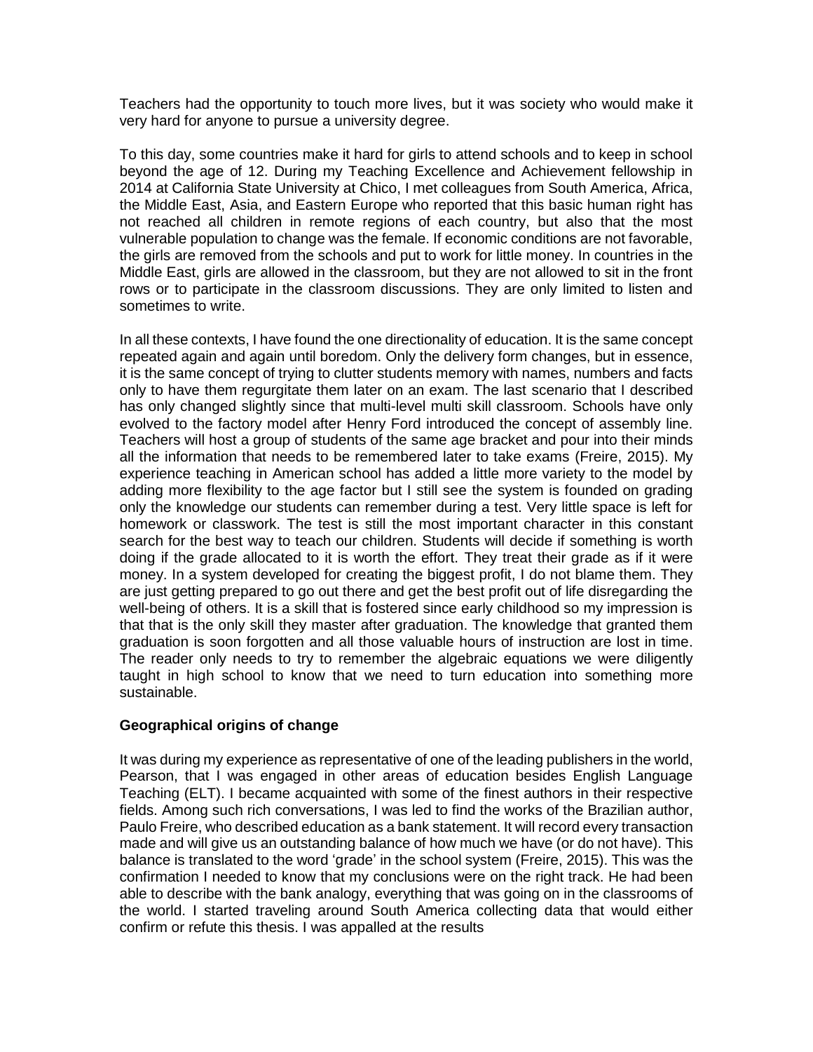Teachers had the opportunity to touch more lives, but it was society who would make it very hard for anyone to pursue a university degree.

To this day, some countries make it hard for girls to attend schools and to keep in school beyond the age of 12. During my Teaching Excellence and Achievement fellowship in 2014 at California State University at Chico, I met colleagues from South America, Africa, the Middle East, Asia, and Eastern Europe who reported that this basic human right has not reached all children in remote regions of each country, but also that the most vulnerable population to change was the female. If economic conditions are not favorable, the girls are removed from the schools and put to work for little money. In countries in the Middle East, girls are allowed in the classroom, but they are not allowed to sit in the front rows or to participate in the classroom discussions. They are only limited to listen and sometimes to write.

In all these contexts, I have found the one directionality of education. It is the same concept repeated again and again until boredom. Only the delivery form changes, but in essence, it is the same concept of trying to clutter students memory with names, numbers and facts only to have them regurgitate them later on an exam. The last scenario that I described has only changed slightly since that multi-level multi skill classroom. Schools have only evolved to the factory model after Henry Ford introduced the concept of assembly line. Teachers will host a group of students of the same age bracket and pour into their minds all the information that needs to be remembered later to take exams (Freire, 2015). My experience teaching in American school has added a little more variety to the model by adding more flexibility to the age factor but I still see the system is founded on grading only the knowledge our students can remember during a test. Very little space is left for homework or classwork. The test is still the most important character in this constant search for the best way to teach our children. Students will decide if something is worth doing if the grade allocated to it is worth the effort. They treat their grade as if it were money. In a system developed for creating the biggest profit, I do not blame them. They are just getting prepared to go out there and get the best profit out of life disregarding the well-being of others. It is a skill that is fostered since early childhood so my impression is that that is the only skill they master after graduation. The knowledge that granted them graduation is soon forgotten and all those valuable hours of instruction are lost in time. The reader only needs to try to remember the algebraic equations we were diligently taught in high school to know that we need to turn education into something more sustainable.

**Geographical origins of change**

It was during my experience as representative of one of the leading publishers in the world, Pearson, that I was engaged in other areas of education besides English Language Teaching (ELT). I became acquainted with some of the finest authors in their respective fields. Among such rich conversations, I was led to find the works of the Brazilian author, Paulo Freire, who described education as a bank statement. It will record every transaction made and will give us an outstanding balance of how much we have (or do not have). This balance is translated to the word 'grade' in the school system (Freire, 2015). This was the confirmation I needed to know that my conclusions were on the right track. He had been able to describe with the bank analogy, everything that was going on in the classrooms of the world. I started traveling around South America collecting data that would either confirm or refute this thesis. I was appalled at the results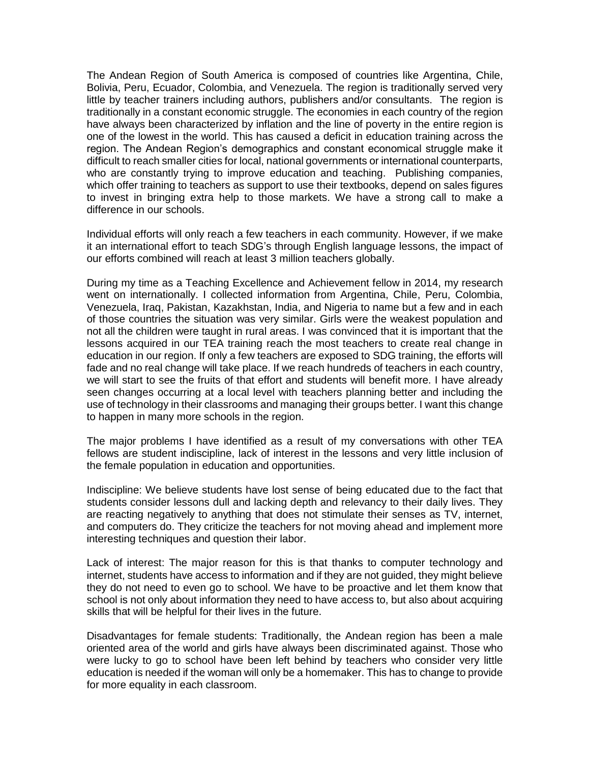The Andean Region of South America is composed of countries like Argentina, Chile, Bolivia, Peru, Ecuador, Colombia, and Venezuela. The region is traditionally served very little by teacher trainers including authors, publishers and/or consultants. The region is traditionally in a constant economic struggle. The economies in each country of the region have always been characterized by inflation and the line of poverty in the entire region is one of the lowest in the world. This has caused a deficit in education training across the region. The Andean Region's demographics and constant economical struggle make it difficult to reach smaller cities for local, national governments or international counterparts, who are constantly trying to improve education and teaching. Publishing companies, which offer training to teachers as support to use their textbooks, depend on sales figures to invest in bringing extra help to those markets. We have a strong call to make a difference in our schools.

Individual efforts will only reach a few teachers in each community. However, if we make it an international effort to teach SDG's through English language lessons, the impact of our efforts combined will reach at least 3 million teachers globally.

During my time as a Teaching Excellence and Achievement fellow in 2014, my research went on internationally. I collected information from Argentina, Chile, Peru, Colombia, Venezuela, Iraq, Pakistan, Kazakhstan, India, and Nigeria to name but a few and in each of those countries the situation was very similar. Girls were the weakest population and not all the children were taught in rural areas. I was convinced that it is important that the lessons acquired in our TEA training reach the most teachers to create real change in education in our region. If only a few teachers are exposed to SDG training, the efforts will fade and no real change will take place. If we reach hundreds of teachers in each country, we will start to see the fruits of that effort and students will benefit more. I have already seen changes occurring at a local level with teachers planning better and including the use of technology in their classrooms and managing their groups better. I want this change to happen in many more schools in the region.

The major problems I have identified as a result of my conversations with other TEA fellows are student indiscipline, lack of interest in the lessons and very little inclusion of the female population in education and opportunities.

Indiscipline: We believe students have lost sense of being educated due to the fact that students consider lessons dull and lacking depth and relevancy to their daily lives. They are reacting negatively to anything that does not stimulate their senses as TV, internet, and computers do. They criticize the teachers for not moving ahead and implement more interesting techniques and question their labor.

Lack of interest: The major reason for this is that thanks to computer technology and internet, students have access to information and if they are not guided, they might believe they do not need to even go to school. We have to be proactive and let them know that school is not only about information they need to have access to, but also about acquiring skills that will be helpful for their lives in the future.

Disadvantages for female students: Traditionally, the Andean region has been a male oriented area of the world and girls have always been discriminated against. Those who were lucky to go to school have been left behind by teachers who consider very little education is needed if the woman will only be a homemaker. This has to change to provide for more equality in each classroom.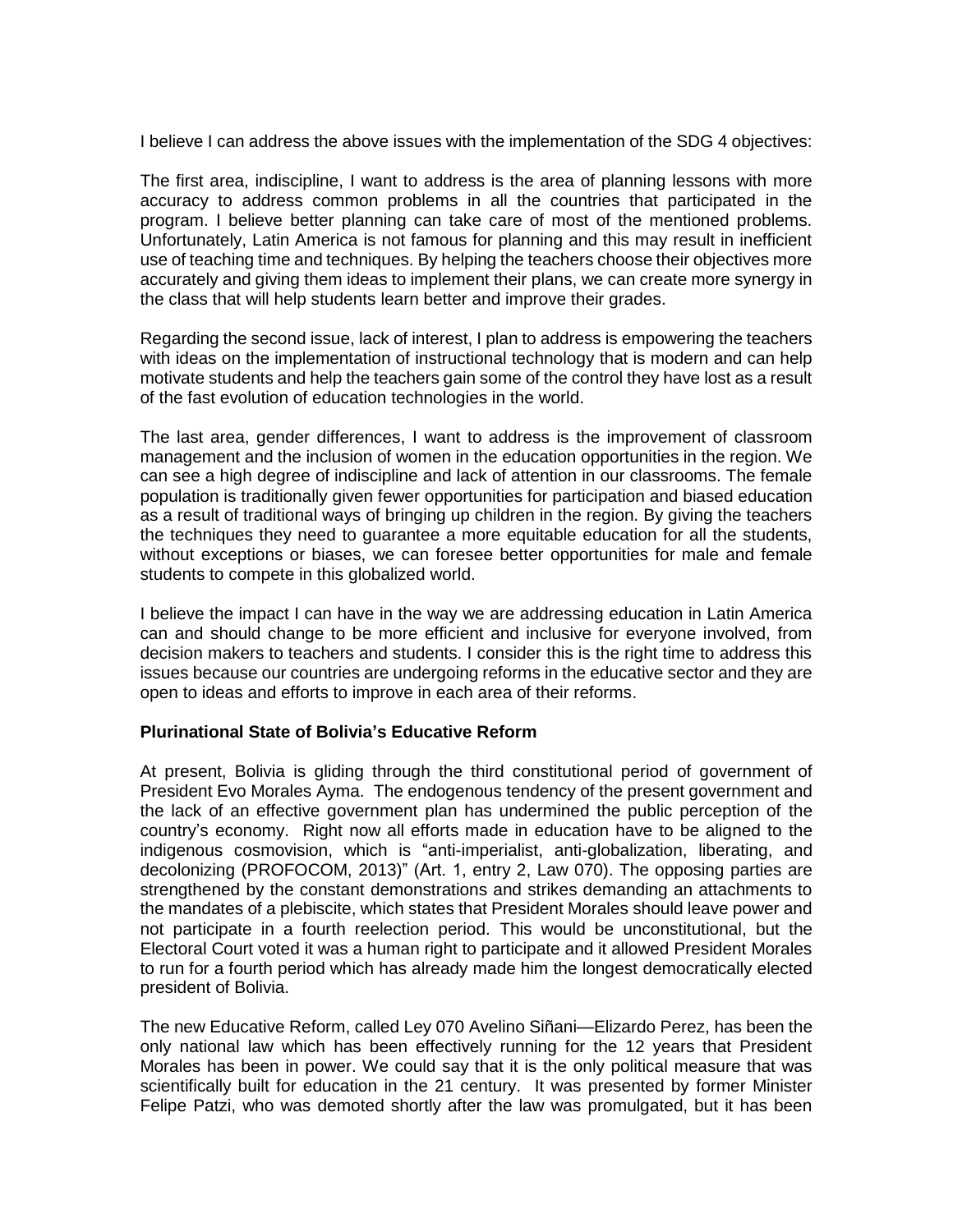I believe I can address the above issues with the implementation of the SDG 4 objectives:

The first area, indiscipline, I want to address is the area of planning lessons with more accuracy to address common problems in all the countries that participated in the program. I believe better planning can take care of most of the mentioned problems. Unfortunately, Latin America is not famous for planning and this may result in inefficient use of teaching time and techniques. By helping the teachers choose their objectives more accurately and giving them ideas to implement their plans, we can create more synergy in the class that will help students learn better and improve their grades.

Regarding the second issue, lack of interest, I plan to address is empowering the teachers with ideas on the implementation of instructional technology that is modern and can help motivate students and help the teachers gain some of the control they have lost as a result of the fast evolution of education technologies in the world.

The last area, gender differences, I want to address is the improvement of classroom management and the inclusion of women in the education opportunities in the region. We can see a high degree of indiscipline and lack of attention in our classrooms. The female population is traditionally given fewer opportunities for participation and biased education as a result of traditional ways of bringing up children in the region. By giving the teachers the techniques they need to guarantee a more equitable education for all the students, without exceptions or biases, we can foresee better opportunities for male and female students to compete in this globalized world.

I believe the impact I can have in the way we are addressing education in Latin America can and should change to be more efficient and inclusive for everyone involved, from decision makers to teachers and students. I consider this is the right time to address this issues because our countries are undergoing reforms in the educative sector and they are open to ideas and efforts to improve in each area of their reforms.

**Plurinational State of Bolivia's Educative Reform**

At present, Bolivia is gliding through the third constitutional period of government of President Evo Morales Ayma. The endogenous tendency of the present government and the lack of an effective government plan has undermined the public perception of the country's economy. Right now all efforts made in education have to be aligned to the indigenous cosmovision, which is "anti-imperialist, anti-globalization, liberating, and decolonizing (PROFOCOM, 2013)" (Art. 1, entry 2, Law 070). The opposing parties are strengthened by the constant demonstrations and strikes demanding an attachments to the mandates of a plebiscite, which states that President Morales should leave power and not participate in a fourth reelection period. This would be unconstitutional, but the Electoral Court voted it was a human right to participate and it allowed President Morales to run for a fourth period which has already made him the longest democratically elected president of Bolivia.

The new Educative Reform, called Ley 070 Avelino Siñani—Elizardo Perez, has been the only national law which has been effectively running for the 12 years that President Morales has been in power. We could say that it is the only political measure that was scientifically built for education in the 21 century. It was presented by former Minister Felipe Patzi, who was demoted shortly after the law was promulgated, but it has been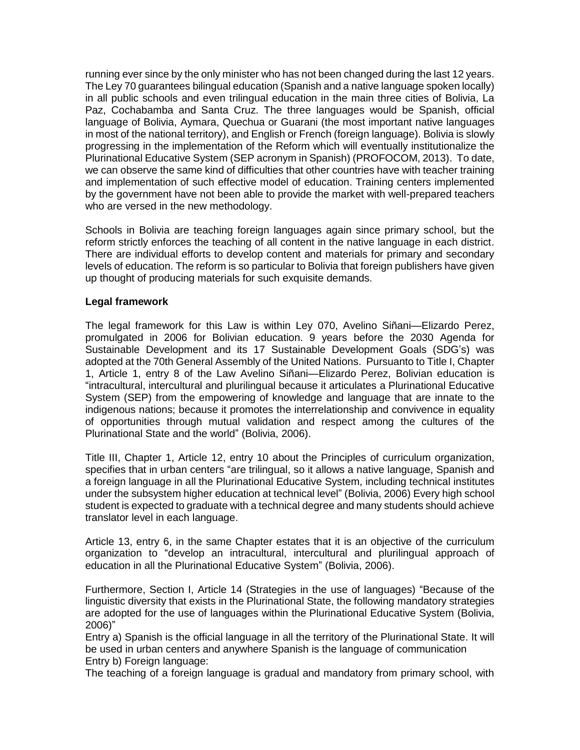running ever since by the only minister who has not been changed during the last 12 years. The Ley 70 guarantees bilingual education (Spanish and a native language spoken locally) in all public schools and even trilingual education in the main three cities of Bolivia, La Paz, Cochabamba and Santa Cruz. The three languages would be Spanish, official language of Bolivia, Aymara, Quechua or Guarani (the most important native languages in most of the national territory), and English or French (foreign language). Bolivia is slowly progressing in the implementation of the Reform which will eventually institutionalize the Plurinational Educative System (SEP acronym in Spanish) (PROFOCOM, 2013). To date, we can observe the same kind of difficulties that other countries have with teacher training and implementation of such effective model of education. Training centers implemented by the government have not been able to provide the market with well-prepared teachers who are versed in the new methodology.

Schools in Bolivia are teaching foreign languages again since primary school, but the reform strictly enforces the teaching of all content in the native language in each district. There are individual efforts to develop content and materials for primary and secondary levels of education. The reform is so particular to Bolivia that foreign publishers have given up thought of producing materials for such exquisite demands.

**Legal framework**

The legal framework for this Law is within Ley 070, Avelino Siñani—Elizardo Perez, promulgated in 2006 for Bolivian education. 9 years before the 2030 Agenda for Sustainable Development and its 17 Sustainable Development Goals (SDG's) was adopted at the 70th General Assembly of the United Nations. Pursuanto to Title I, Chapter 1, Article 1, entry 8 of the Law Avelino Siñani—Elizardo Perez, Bolivian education is "intracultural, intercultural and plurilingual because it articulates a Plurinational Educative System (SEP) from the empowering of knowledge and language that are innate to the indigenous nations; because it promotes the interrelationship and convivence in equality of opportunities through mutual validation and respect among the cultures of the Plurinational State and the world" (Bolivia, 2006).

Title III, Chapter 1, Article 12, entry 10 about the Principles of curriculum organization, specifies that in urban centers "are trilingual, so it allows a native language, Spanish and a foreign language in all the Plurinational Educative System, including technical institutes under the subsystem higher education at technical level" (Bolivia, 2006) Every high school student is expected to graduate with a technical degree and many students should achieve translator level in each language.

Article 13, entry 6, in the same Chapter estates that it is an objective of the curriculum organization to "develop an intracultural, intercultural and plurilingual approach of education in all the Plurinational Educative System" (Bolivia, 2006).

Furthermore, Section I, Article 14 (Strategies in the use of languages) "Because of the linguistic diversity that exists in the Plurinational State, the following mandatory strategies are adopted for the use of languages within the Plurinational Educative System (Bolivia, 2006)"

Entry a) Spanish is the official language in all the territory of the Plurinational State. It will be used in urban centers and anywhere Spanish is the language of communication

Entry b) Foreign language:

The teaching of a foreign language is gradual and mandatory from primary school, with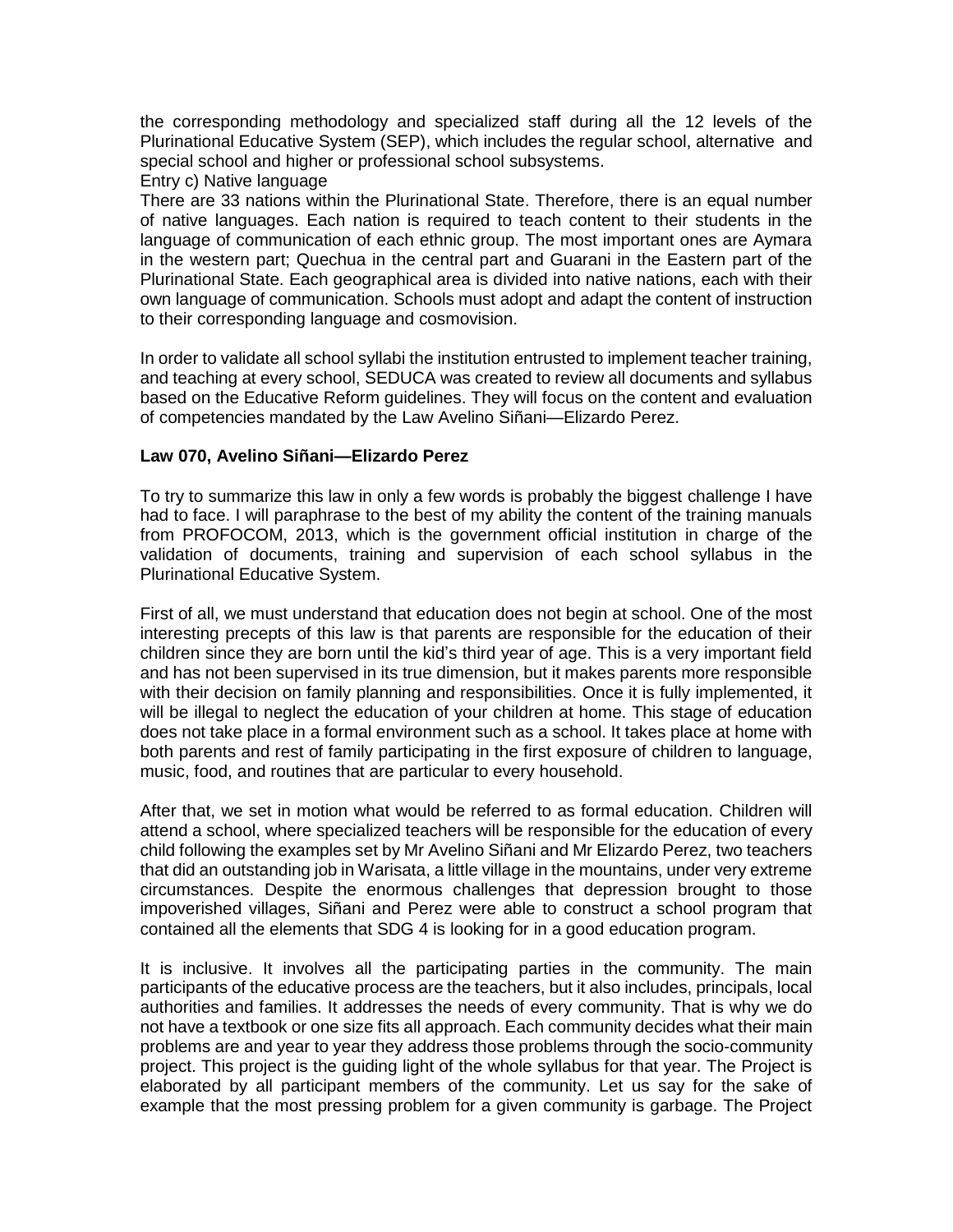the corresponding methodology and specialized staff during all the 12 levels of the Plurinational Educative System (SEP), which includes the regular school, alternative and special school and higher or professional school subsystems.

Entry c) Native language

There are 33 nations within the Plurinational State. Therefore, there is an equal number of native languages. Each nation is required to teach content to their students in the language of communication of each ethnic group. The most important ones are Aymara in the western part; Quechua in the central part and Guarani in the Eastern part of the Plurinational State. Each geographical area is divided into native nations, each with their own language of communication. Schools must adopt and adapt the content of instruction to their corresponding language and cosmovision.

In order to validate all school syllabi the institution entrusted to implement teacher training, and teaching at every school, SEDUCA was created to review all documents and syllabus based on the Educative Reform guidelines. They will focus on the content and evaluation of competencies mandated by the Law Avelino Siñani—Elizardo Perez.

**Law 070, Avelino Siñani—Elizardo Perez**

To try to summarize this law in only a few words is probably the biggest challenge I have had to face. I will paraphrase to the best of my ability the content of the training manuals from PROFOCOM, 2013, which is the government official institution in charge of the validation of documents, training and supervision of each school syllabus in the Plurinational Educative System.

First of all, we must understand that education does not begin at school. One of the most interesting precepts of this law is that parents are responsible for the education of their children since they are born until the kid's third year of age. This is a very important field and has not been supervised in its true dimension, but it makes parents more responsible with their decision on family planning and responsibilities. Once it is fully implemented, it will be illegal to neglect the education of your children at home. This stage of education does not take place in a formal environment such as a school. It takes place at home with both parents and rest of family participating in the first exposure of children to language, music, food, and routines that are particular to every household.

After that, we set in motion what would be referred to as formal education. Children will attend a school, where specialized teachers will be responsible for the education of every child following the examples set by Mr Avelino Siñani and Mr Elizardo Perez, two teachers that did an outstanding job in Warisata, a little village in the mountains, under very extreme circumstances. Despite the enormous challenges that depression brought to those impoverished villages, Siñani and Perez were able to construct a school program that contained all the elements that SDG 4 is looking for in a good education program.

It is inclusive. It involves all the participating parties in the community. The main participants of the educative process are the teachers, but it also includes, principals, local authorities and families. It addresses the needs of every community. That is why we do not have a textbook or one size fits all approach. Each community decides what their main problems are and year to year they address those problems through the socio-community project. This project is the guiding light of the whole syllabus for that year. The Project is elaborated by all participant members of the community. Let us say for the sake of example that the most pressing problem for a given community is garbage. The Project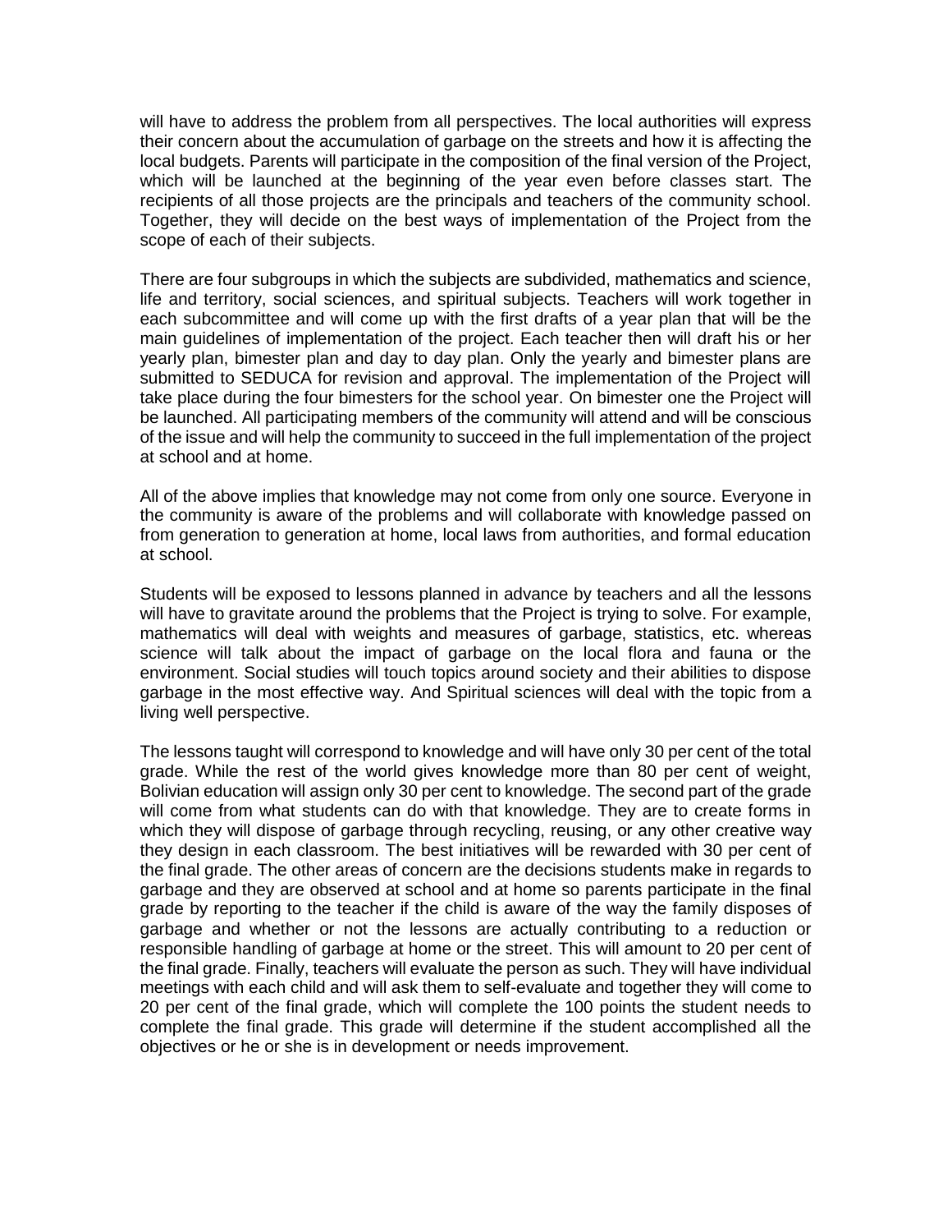will have to address the problem from all perspectives. The local authorities will express their concern about the accumulation of garbage on the streets and how it is affecting the local budgets. Parents will participate in the composition of the final version of the Project, which will be launched at the beginning of the year even before classes start. The recipients of all those projects are the principals and teachers of the community school. Together, they will decide on the best ways of implementation of the Project from the scope of each of their subjects.

There are four subgroups in which the subjects are subdivided, mathematics and science, life and territory, social sciences, and spiritual subjects. Teachers will work together in each subcommittee and will come up with the first drafts of a year plan that will be the main guidelines of implementation of the project. Each teacher then will draft his or her yearly plan, bimester plan and day to day plan. Only the yearly and bimester plans are submitted to SEDUCA for revision and approval. The implementation of the Project will take place during the four bimesters for the school year. On bimester one the Project will be launched. All participating members of the community will attend and will be conscious of the issue and will help the community to succeed in the full implementation of the project at school and at home.

All of the above implies that knowledge may not come from only one source. Everyone in the community is aware of the problems and will collaborate with knowledge passed on from generation to generation at home, local laws from authorities, and formal education at school.

Students will be exposed to lessons planned in advance by teachers and all the lessons will have to gravitate around the problems that the Project is trying to solve. For example, mathematics will deal with weights and measures of garbage, statistics, etc. whereas science will talk about the impact of garbage on the local flora and fauna or the environment. Social studies will touch topics around society and their abilities to dispose garbage in the most effective way. And Spiritual sciences will deal with the topic from a living well perspective.

The lessons taught will correspond to knowledge and will have only 30 per cent of the total grade. While the rest of the world gives knowledge more than 80 per cent of weight, Bolivian education will assign only 30 per cent to knowledge. The second part of the grade will come from what students can do with that knowledge. They are to create forms in which they will dispose of garbage through recycling, reusing, or any other creative way they design in each classroom. The best initiatives will be rewarded with 30 per cent of the final grade. The other areas of concern are the decisions students make in regards to garbage and they are observed at school and at home so parents participate in the final grade by reporting to the teacher if the child is aware of the way the family disposes of garbage and whether or not the lessons are actually contributing to a reduction or responsible handling of garbage at home or the street. This will amount to 20 per cent of the final grade. Finally, teachers will evaluate the person as such. They will have individual meetings with each child and will ask them to self-evaluate and together they will come to 20 per cent of the final grade, which will complete the 100 points the student needs to complete the final grade. This grade will determine if the student accomplished all the objectives or he or she is in development or needs improvement.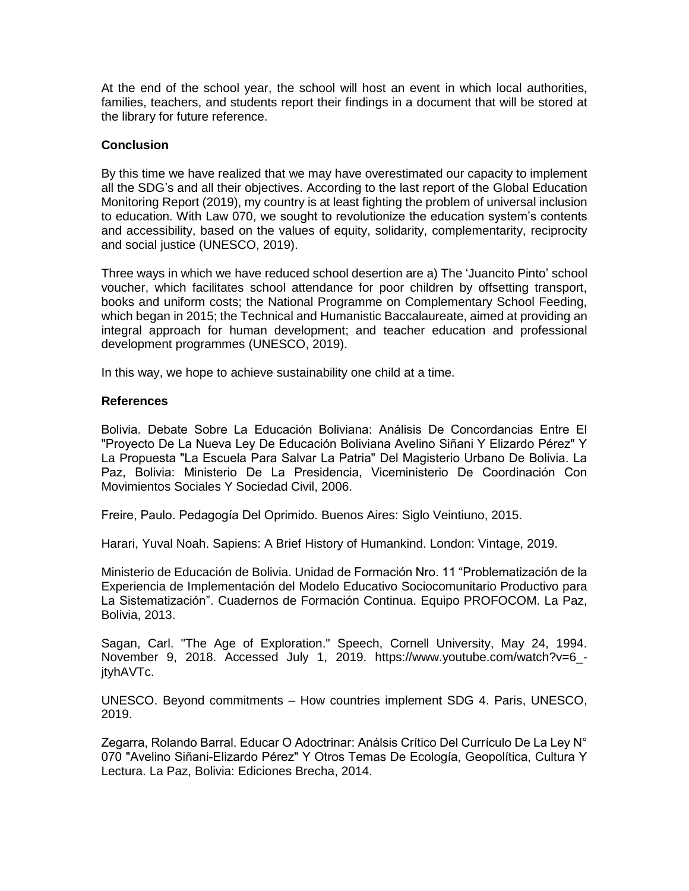At the end of the school year, the school will host an event in which local authorities, families, teachers, and students report their findings in a document that will be stored at the library for future reference.

## Conclusion

By this time we have realized that we may have overestimated our capacity to implement all the SDG's and all their objectives. According to the last report of the Global Education Monitoring Report (2019), my country is at least fighting the problem of universal inclusion to education. With Law 070, we sought to revolutionize the education system's contents and accessibility, based on the values of equity, solidarity, complementarity, reciprocity and social justice (UNESCO, 2019).

Three ways in which we have reduced school desertion are a) The 'Juancito Pinto' school voucher, which facilitates school attendance for poor children by offsetting transport, books and uniform costs; the National Programme on Complementary School Feeding, which began in 2015; the Technical and Humanistic Baccalaureate, aimed at providing an integral approach for human development; and teacher education and professional development programmes (UNESCO, 2019).

In this way, we hope to achieve sustainability one child at a time.

## References

Bolivia. Debate Sobre La Educación Boliviana: Análisis De Concordancias Entre El "Proyecto De La Nueva Ley De Educación Boliviana Avelino Siñani Y Elizardo Pérez" Y La Propuesta "La Escuela Para Salvar La Patria" Del Magisterio Urbano De Bolivia. La Paz, Bolivia: Ministerio De La Presidencia, Viceministerio De Coordinación Con Movimientos Sociales Y Sociedad Civil, 2006.

Freire, Paulo. Pedagogía Del Oprimido. Buenos Aires: Siglo Veintiuno, 2015.

Harari, Yuval Noah. Sapiens: A Brief History of Humankind. London: Vintage, 2019.

Ministerio de Educación de Bolivia. Unidad de Formación Nro. 11 "Problematización de la Experiencia de Implementación del Modelo Educativo Sociocomunitario Productivo para La Sistematización". Cuadernos de Formación Continua. Equipo PROFOCOM. La Paz, Bolivia, 2013.

Sagan, Carl. "The Age of Exploration." Speech, Cornell University, May 24, 1994. November 9, 2018. Accessed July 1, 2019. https://www.youtube.com/watch?v=6_-jtyhAVTc.

UNESCO. Beyond commitments – How countries implement SDG 4. Paris, UNESCO, 2019.

Zegarra, Rolando Barral. Educar O Adoctrinar: Análsis Crítico Del Currículo De La Ley N° 070 "Avelino Siñani-Elizardo Pérez" Y Otros Temas De Ecología, Geopolítica, Cultura Y Lectura. La Paz, Bolivia: Ediciones Brecha, 2014.